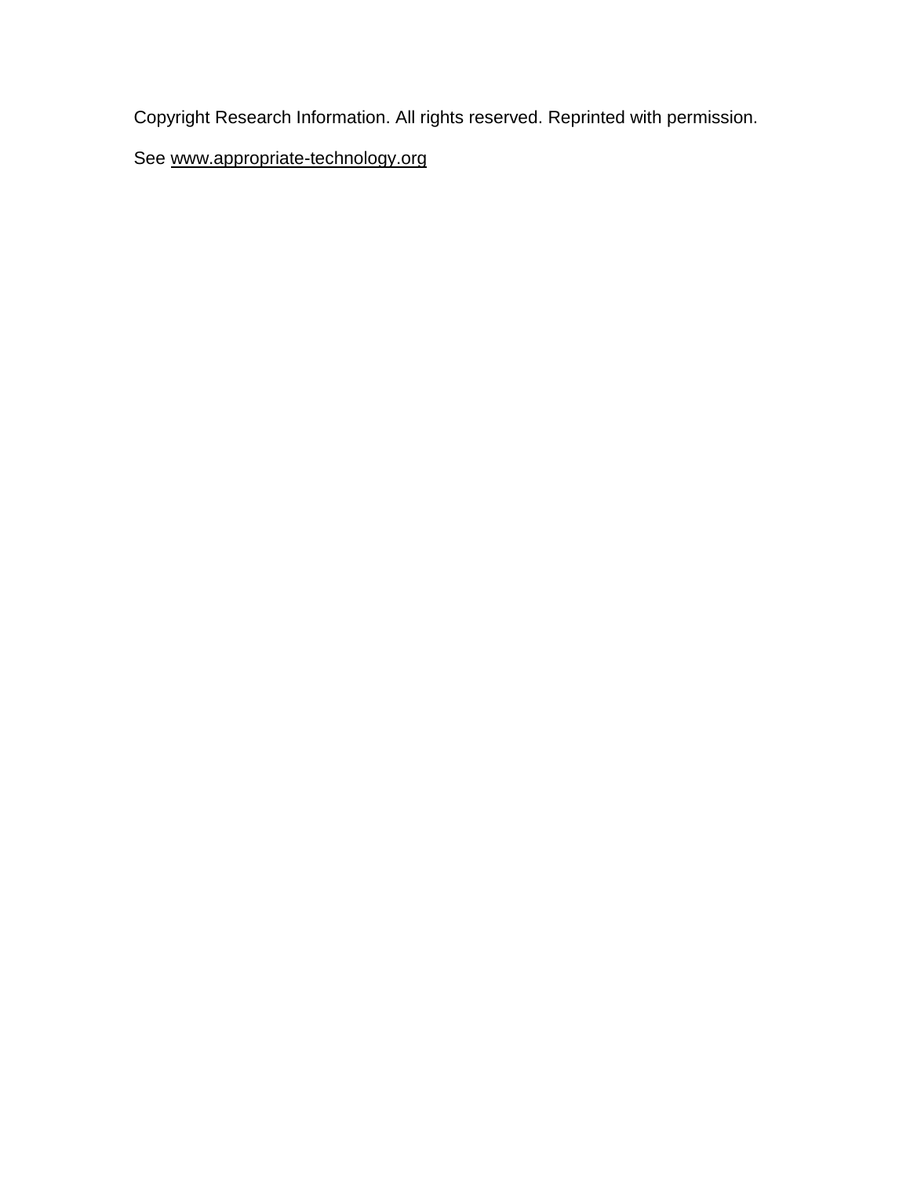Copyright Research Information. All rights reserved. Reprinted with permission.

See www.appropriate-technology.org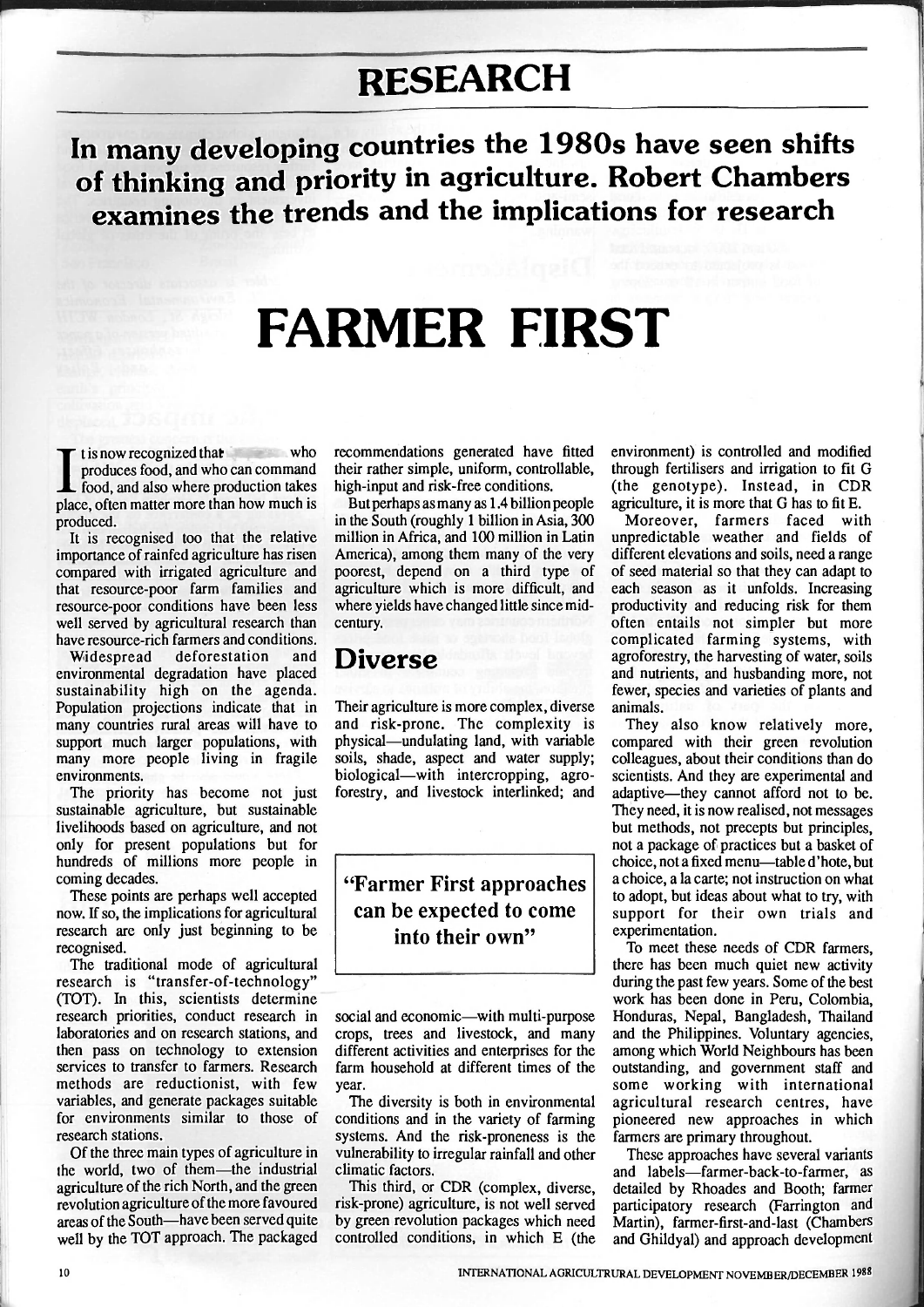# RESEARCH

**In many developing countries the 1980s have seen shifts of thinking and priority in agriculture. Robert Chambers examines the trends and the implications for research**

# FARMER FIRST

It is now recognized that who produces food, and who can command food, and also where production takes place, often matter more than how much is produced.

It is recognised too that the relative importance of rainfed agriculture has risen compared with irrigated agriculture and that resource-poor farm families and resource-poor conditions have been less well served by agricultural research than have resource-rich farmers and conditions.

Widespread deforestation and environmental degradation have placed sustainability high on the agenda. Population projections indicate that in many countries rural areas will have to support much larger populations, with many more people living in fragile environments.

The priority has become not just sustainable agriculture, but sustainable livelihoods based on agriculture, and not only for present populations but for hundreds of millions more people in coming decades.

These points are perhaps well accepted now. If so, the implications for agricultural research are only just beginning to be recognised.

The traditional mode of agricultural research is "transfer-of-technology" (TOT). In this, scientists determine research priorities, conduct research in laboratories and on research stations, and then pass on technology to extension services to transfer to farmers. Research methods are reductionist, with few variables, and generate packages suitable for environments similar to those of research stations.

Of the three main types of agriculture in the world, two of them—the industrial agriculture of the rich North, and the green revolution agriculture of the more favoured areas of the South—have been served quite well by the TOT approach. The packaged recommendations generated have fitted their rather simple, uniform, controllable, high-input and risk-free conditions.

But perhaps as many as 1.4 billion people in the South (roughly 1 billion in Asia, 300 million in Africa, and 100 million in Latin America), among them many of the very poorest, depend on a third type of agriculture which is more difficult, and where yields have changed little since mid-century.

## Diverse

Their agriculture is more complex, diverse and risk-prone. The complexity is physical—undulating land, with variable soils, shade, aspect and water supply; biological—with intercropping, agroforestry, and livestock interlinked; and social and economic—with multi-purpose crops, trees and livestock, and many different activities and enterprises for the farm household at different times of the year.

> **"Farmer First approaches can be expected to come into their own"**

The diversity is both in environmental conditions and in the variety of farming systems. And the risk-proneness is the vulnerability to irregular rainfall and other climatic factors.

This third, or CDR (complex, diverse, risk-prone) agriculture, is not well served by green revolution packages which need controlled conditions, in which E (the environment) is controlled and modified through fertilisers and irrigation to fit G (the genotype). Instead, in CDR agriculture, it is more that G has to fit E.

Moreover, farmers faced with unpredictable weather and fields of different elevations and soils, need a range of seed material so that they can adapt to each season as it unfolds. Increasing productivity and reducing risk for them often entails not simpler but more complicated farming systems, with agroforestry, the harvesting of water, soils and nutrients, and husbanding more, not fewer, species and varieties of plants and animals.

They also know relatively more, compared with their green revolution colleagues, about their conditions than do scientists. And they are experimental and adaptive—they cannot afford not to be. They need, it is now realised, not messages but methods, not precepts but principles, not a package of practices but a basket of choice, not a fixed menu—table d'hote, but a choice, a la carte; not instruction on what to adopt, but ideas about what to try, with support for their own trials and experimentation.

To meet these needs of CDR farmers, there has been much quiet new activity during the past few years. Some of the best work has been done in Peru, Colombia, Honduras, Nepal, Bangladesh, Thailand and the Philippines. Voluntary agencies, among which World Neighbours has been outstanding, and government staff and some working with international agricultural research centres, have pioneered new approaches in which farmers are primary throughout.

These approaches have several variants and labels—farmer-back-to-farmer, as detailed by Rhoades and Booth; farmer participatory research (Farrington and Martin), farmer-first-and-last (Chambers and Ghildyal) and approach development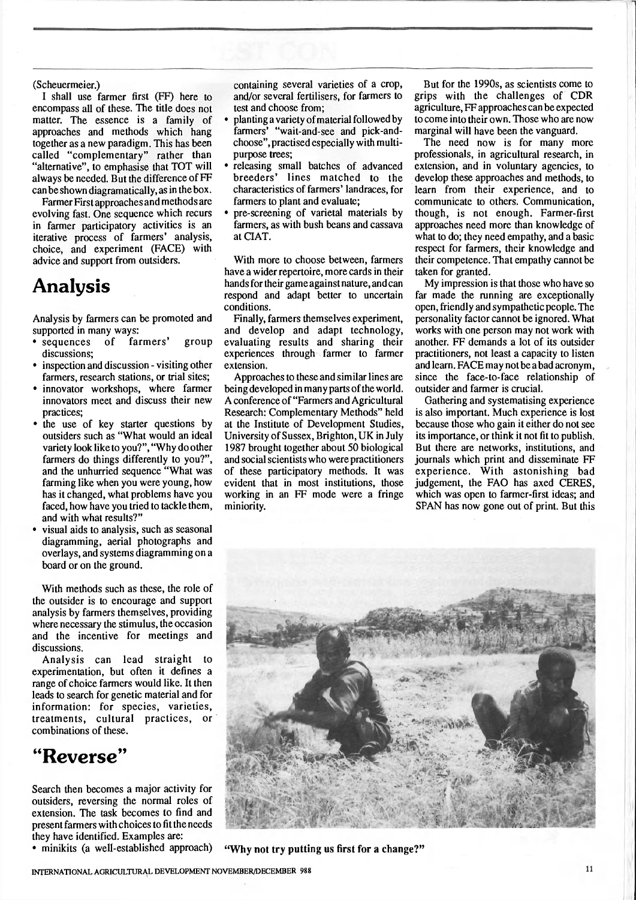(Scheuermeier.)

I shall use farmer first (FF) here to encompass all of these. The title does not matter. The essence is a family of approaches and methods which hang together as a new paradigm. This has been called "complementary" rather than "alternative", to emphasise that TOT will always be needed. But the difference of FF can be shown diagramatically, as in the box.

Farmer First approaches and methods are evolving fast. One sequence which recurs in farmer participatory activities is an iterative process of farmers' analysis, choice, and experiment (FACE) with advice and support from outsiders.

## Analysis

Analysis by farmers can be promoted and supported in many ways:

- sequences of farmers' group discussions;
- inspection and discussion - visiting other farmers, research stations, or trial sites;
- innovator workshops, where farmer innovators meet and discuss their new practices;
- the use of key starter questions by outsiders such as "What would an ideal variety look like to you?", "Why do other farmers do things differently to you?", and the unhurried sequence "What was farming like when you were young, how has it changed, what problems have you faced, how have you tried to tackle them, and with what results?"
- visual aids to analysis, such as seasonal diagramming, aerial photographs and overlays, and systems diagramming on a board or on the ground.

With methods such as these, the role of the outsider is to encourage and support analysis by farmers themselves, providing where necessary the stimulus, the occasion and the incentive for meetings and discussions.

Analysis can lead straight to experimentation, but often it defines a range of choice farmers would like. It then leads to search for genetic material and for information: for species, varieties, treatments, cultural practices, or combinations of these.

## "Reverse"

Search then becomes a major activity for outsiders, reversing the normal roles of extension. The task becomes to find and present farmers with choices to fit the needs they have identified. Examples are:

- minikits (a well-established approach) containing several varieties of a crop, and/or several fertilisers, for farmers to test and choose from;
- planting a variety of material followed by farmers' "wait-and-see and pick-and-choose", practised especially with multi-purpose trees;
- releasing small batches of advanced breeders' lines matched to the characteristics of farmers' landraces, for farmers to plant and evaluate;
- pre-screening of varietal materials by farmers, as with bush beans and cassava at CIAT.

With more to choose between, farmers have a wider repertoire, more cards in their hands for their game against nature, and can respond and adapt better to uncertain conditions.

Finally, farmers themselves experiment, and develop and adapt technology, evaluating results and sharing their experiences through farmer to farmer extension.

Approaches to these and similar lines are being developed in many parts of the world. A conference of "Farmers and Agricultural Research: Complementary Methods" held at the Institute of Development Studies, University of Sussex, Brighton, UK in July 1987 brought together about 50 biological and social scientists who were practitioners of these participatory methods. It was evident that in most institutions, those working in an FF mode were a fringe miniority.

But for the 1990s, as scientists come to grips with the challenges of CDR agriculture, FF approaches can be expected to come into their own. Those who are now marginal will have been the vanguard.

The need now is for many more professionals, in agricultural research, in extension, and in voluntary agencies, to develop these approaches and methods, to learn from their experience, and to communicate to others. Communication, though, is not enough. Farmer-first approaches need more than knowledge of what to do; they need empathy, and a basic respect for farmers, their knowledge and their competence. That empathy cannot be taken for granted.

My impression is that those who have so far made the running are exceptionally open, friendly and sympathetic people. The personality factor cannot be ignored. What works with one person may not work with another. FF demands a lot of its outsider practitioners, not least a capacity to listen and learn. FACE may not be a bad acronym, since the face-to-face relationship of outsider and farmer is crucial.

Gathering and systematising experience is also important. Much experience is lost because those who gain it either do not see its importance, or think it not fit to publish. But there are networks, institutions, and journals which print and disseminate FF experience. With astonishing bad judgement, the FAO has axed CERES, which was open to farmer-first ideas; and SPAN has now gone out of print. But this

"Why not try putting us first for a change?"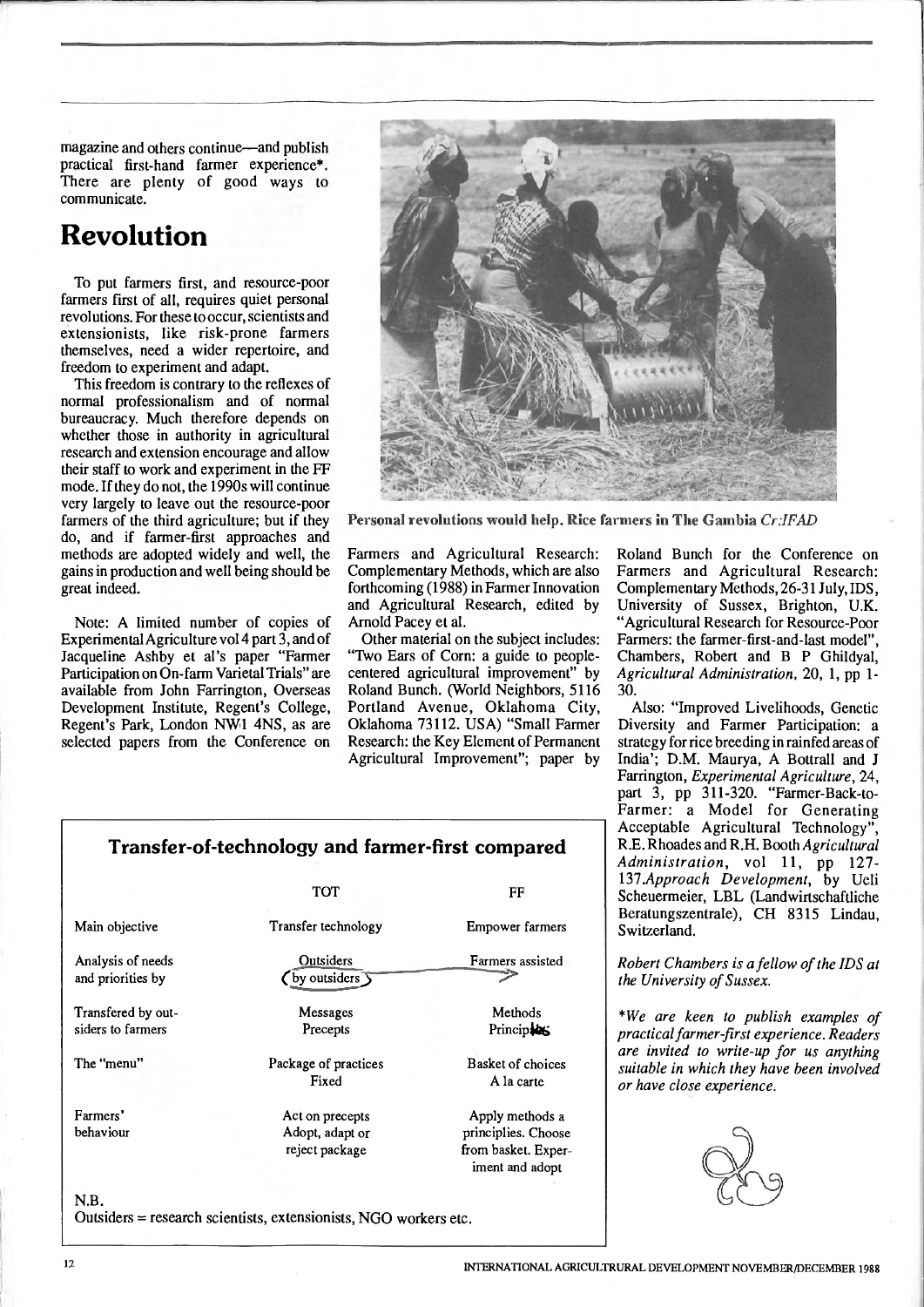magazine and others continue—and publish practical first-hand farmer experience*. There are plenty of good ways to communicate.

## Revolution

To put farmers first, and resource-poor farmers first of all, requires quiet personal revolutions. For these to occur, scientists and extensionists, like risk-prone farmers themselves, need a wider repertoire, and freedom to experiment and adapt.

This freedom is contrary to the reflexes of normal professionalism and of normal bureaucracy. Much therefore depends on whether those in authority in agricultural research and extension encourage and allow their staff to work and experiment in the FF mode. If they do not, the 1990s will continue very largely to leave out the resource-poor farmers of the third agriculture; but if they do, and if farmer-first approaches and methods are adopted widely and well, the gains in production and well being should be great indeed.

Note: A limited number of copies of Experimental Agriculture vol 4 part 3, and of Jacqueline Ashby et al's paper "Farmer Participation on On-farm Varietal Trials" are available from John Farrington, Overseas Development Institute, Regent's College, Regent's Park, London NW1 4NS, as are selected papers from the Conference on Farmers and Agricultural Research: Complementary Methods, which are also forthcoming (1988) in Farmer Innovation and Agricultural Research, edited by Arnold Pacey et al.

Other material on the subject includes: "Two Ears of Corn: a guide to people-centered agricultural improvement" by Roland Bunch. (World Neighbors, 5116 Portland Avenue, Oklahoma City, Oklahoma 73112. USA) "Small Farmer Research: the Key Element of Permanent Agricultural Improvement"; paper by Roland Bunch for the Conference on Farmers and Agricultural Research: Complementary Methods, 26-31 July, IDS, University of Sussex, Brighton, U.K. "Agricultural Research for Resource-Poor Farmers: the farmer-first-and-last model", Chambers, Robert and B P Ghildyal, *Agricultural Administration*, 20, 1, pp 1-30.

Also: "Improved Livelihoods, Genetic Diversity and Farmer Participation: a strategy for rice breeding in rainfed areas of India'; D.M. Maurya, A Bottrall and J Farrington, *Experimental Agriculture*, 24, part 3, pp 311-320. "Farmer-Back-to-Farmer: a Model for Generating Acceptable Agricultural Technology", R.E. Rhoades and R.H. Booth *Agricultural Administration*, vol 11, pp 127-137.*Approach Development*, by Ueli Scheuermeier, LBL (Landwirtschaftliche Beratungszentrale), CH 8315 Lindau, Switzerland.

*Robert Chambers is a fellow of the IDS at the University of Sussex.*

*\*We are keen to publish examples of practical farmer-first experience. Readers are invited to write-up for us anything suitable in which they have been involved or have close experience.*

**Personal revolutions would help. Rice farmers in The Gambia** *Cr:IFAD*

### Transfer-of-technology and farmer-first compared

| | TOT | FF |
|---|---|---|
| Main objective | Transfer technology | Empower farmers |
| Analysis of needs and priorities by | Outsiders (by outsiders) | Farmers assisted |
| Transfered by outsiders to farmers | Messages Precepts | Methods Principles |
| The "menu" | Package of practices Fixed | Basket of choices A la carte |
| Farmers' behaviour | Act on precepts Adopt, adapt or reject package | Apply methods a principlies. Choose from basket. Experiment and adopt |

N.B.
Outsiders = research scientists, extensionists, NGO workers etc.